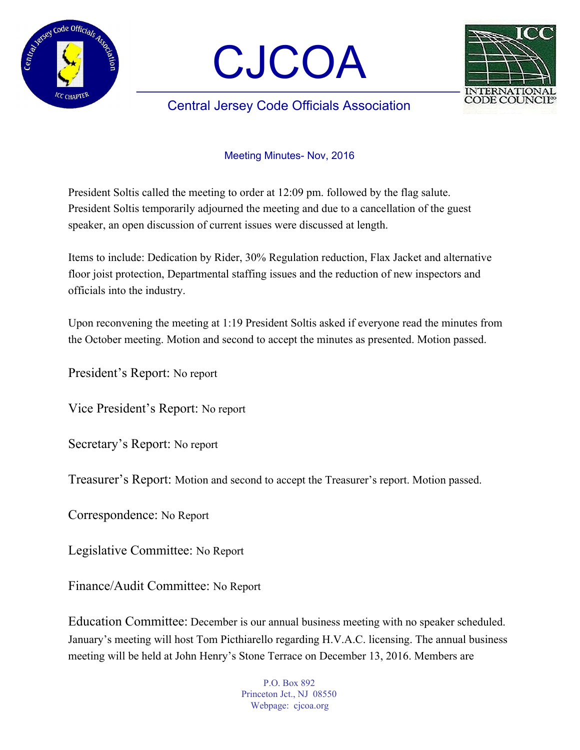# CJCOA

## Central Jersey Code Officials Association

Meeting Minutes- Nov, 2016

President Soltis called the meeting to order at 12:09 pm. followed by the flag salute. President Soltis temporarily adjourned the meeting and due to a cancellation of the guest speaker, an open discussion of current issues were discussed at length.

Items to include: Dedication by Rider, 30% Regulation reduction, Flax Jacket and alternative floor joist protection, Departmental staffing issues and the reduction of new inspectors and officials into the industry.

Upon reconvening the meeting at 1:19 President Soltis asked if everyone read the minutes from the October meeting. Motion and second to accept the minutes as presented. Motion passed.

President's Report: No report

Vice President's Report: No report

Secretary's Report: No report

Treasurer's Report: Motion and second to accept the Treasurer's report. Motion passed.

Correspondence: No Report

Legislative Committee: No Report

Finance/Audit Committee: No Report

Education Committee: December is our annual business meeting with no speaker scheduled. January's meeting will host Tom Picthiarello regarding H.V.A.C. licensing. The annual business meeting will be held at John Henry's Stone Terrace on December 13, 2016. Members are

P.O. Box 892
Princeton Jct., NJ 08550
Webpage: cjcoa.org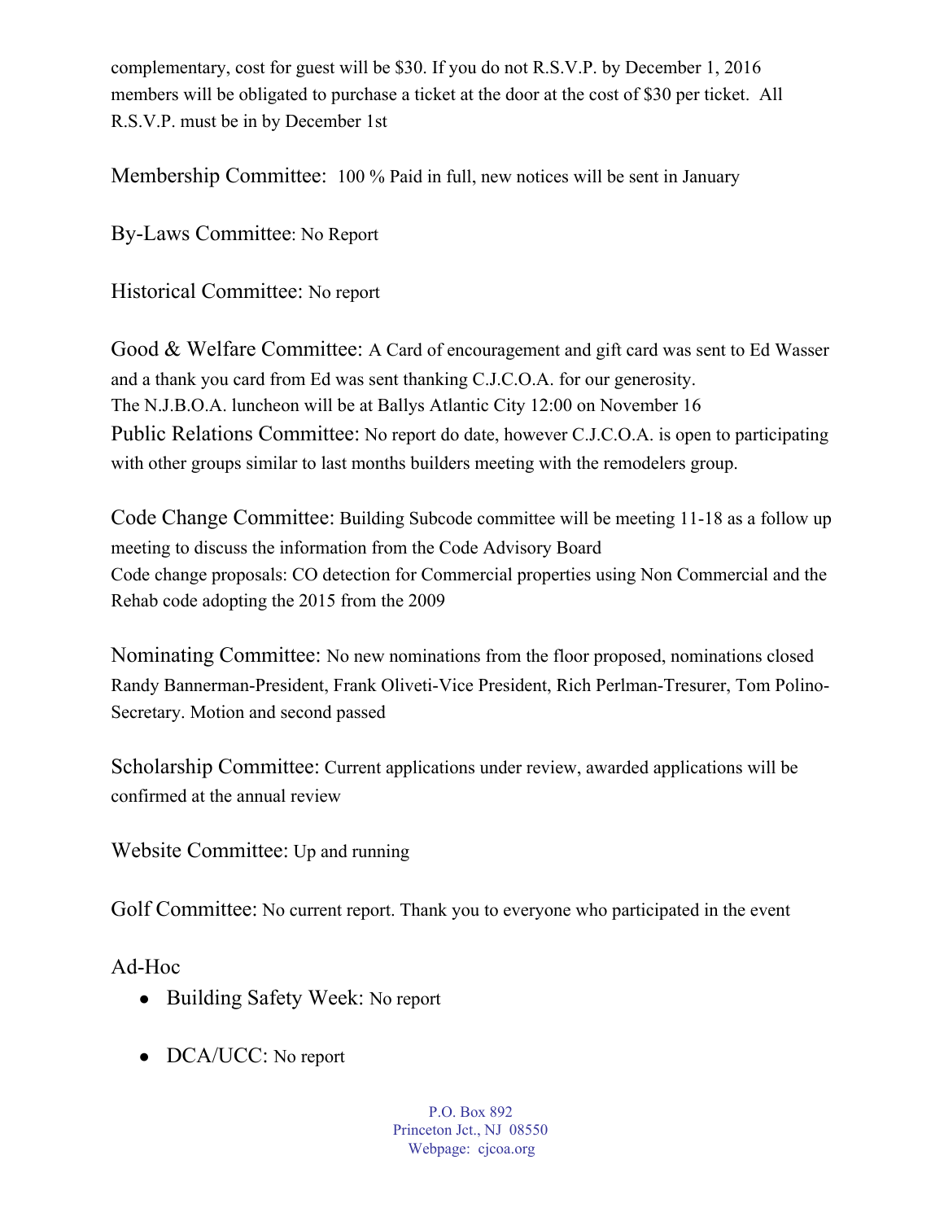complementary, cost for guest will be $30. If you do not R.S.V.P. by December 1, 2016 members will be obligated to purchase a ticket at the door at the cost of $30 per ticket. All R.S.V.P. must be in by December 1st

Membership Committee: 100 % Paid in full, new notices will be sent in January

By-Laws Committee: No Report

Historical Committee: No report

Good & Welfare Committee: A Card of encouragement and gift card was sent to Ed Wasser and a thank you card from Ed was sent thanking C.J.C.O.A. for our generosity.
The N.J.B.O.A. luncheon will be at Ballys Atlantic City 12:00 on November 16

Public Relations Committee: No report do date, however C.J.C.O.A. is open to participating with other groups similar to last months builders meeting with the remodelers group.

Code Change Committee: Building Subcode committee will be meeting 11-18 as a follow up meeting to discuss the information from the Code Advisory Board
Code change proposals: CO detection for Commercial properties using Non Commercial and the Rehab code adopting the 2015 from the 2009

Nominating Committee: No new nominations from the floor proposed, nominations closed Randy Bannerman-President, Frank Oliveti-Vice President, Rich Perlman-Tresurer, Tom Polino-Secretary. Motion and second passed

Scholarship Committee: Current applications under review, awarded applications will be confirmed at the annual review

Website Committee: Up and running

Golf Committee: No current report. Thank you to everyone who participated in the event

Ad-Hoc

- Building Safety Week: No report
- DCA/UCC: No report

P.O. Box 892
Princeton Jct., NJ 08550
Webpage: cjcoa.org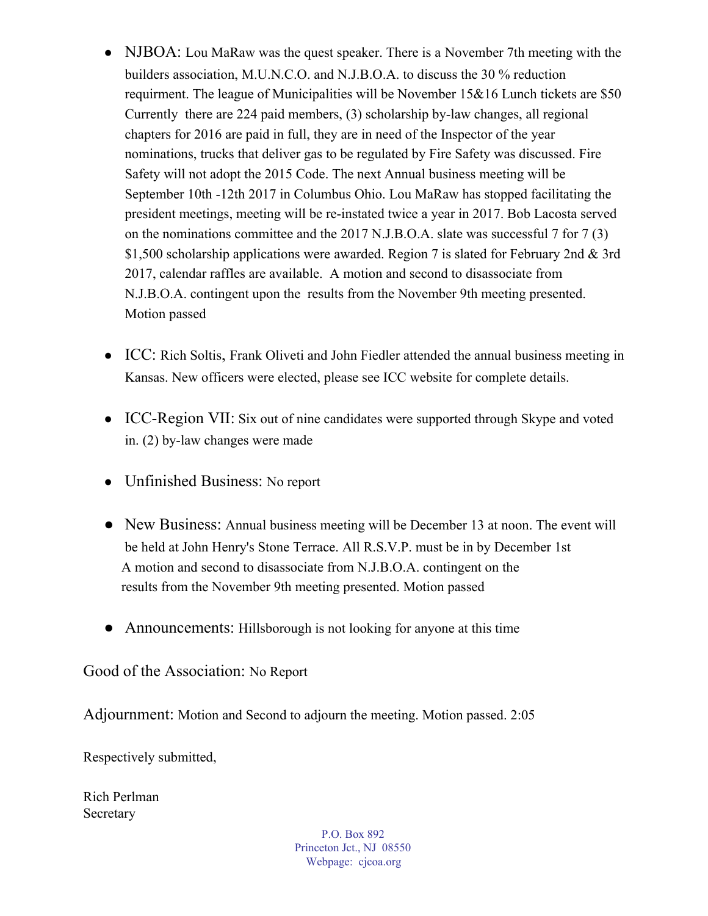- NJBOA: Lou MaRaw was the quest speaker. There is a November 7th meeting with the builders association, M.U.N.C.O. and N.J.B.O.A. to discuss the 30 % reduction requirment. The league of Municipalities will be November 15&16 Lunch tickets are $50 Currently there are 224 paid members, (3) scholarship by-law changes, all regional chapters for 2016 are paid in full, they are in need of the Inspector of the year nominations, trucks that deliver gas to be regulated by Fire Safety was discussed. Fire Safety will not adopt the 2015 Code. The next Annual business meeting will be September 10th -12th 2017 in Columbus Ohio. Lou MaRaw has stopped facilitating the president meetings, meeting will be re-instated twice a year in 2017. Bob Lacosta served on the nominations committee and the 2017 N.J.B.O.A. slate was successful 7 for 7 (3) $1,500 scholarship applications were awarded. Region 7 is slated for February 2nd & 3rd 2017, calendar raffles are available. A motion and second to disassociate from N.J.B.O.A. contingent upon the results from the November 9th meeting presented. Motion passed

- ICC: Rich Soltis, Frank Oliveti and John Fiedler attended the annual business meeting in Kansas. New officers were elected, please see ICC website for complete details.

- ICC-Region VII: Six out of nine candidates were supported through Skype and voted in. (2) by-law changes were made

- Unfinished Business: No report

- New Business: Annual business meeting will be December 13 at noon. The event will be held at John Henry's Stone Terrace. All R.S.V.P. must be in by December 1st
  A motion and second to disassociate from N.J.B.O.A. contingent on the results from the November 9th meeting presented. Motion passed

- Announcements: Hillsborough is not looking for anyone at this time

Good of the Association: No Report

Adjournment: Motion and Second to adjourn the meeting. Motion passed. 2:05

Respectively submitted,

Rich Perlman
Secretary

P.O. Box 892
Princeton Jct., NJ 08550
Webpage: cjcoa.org